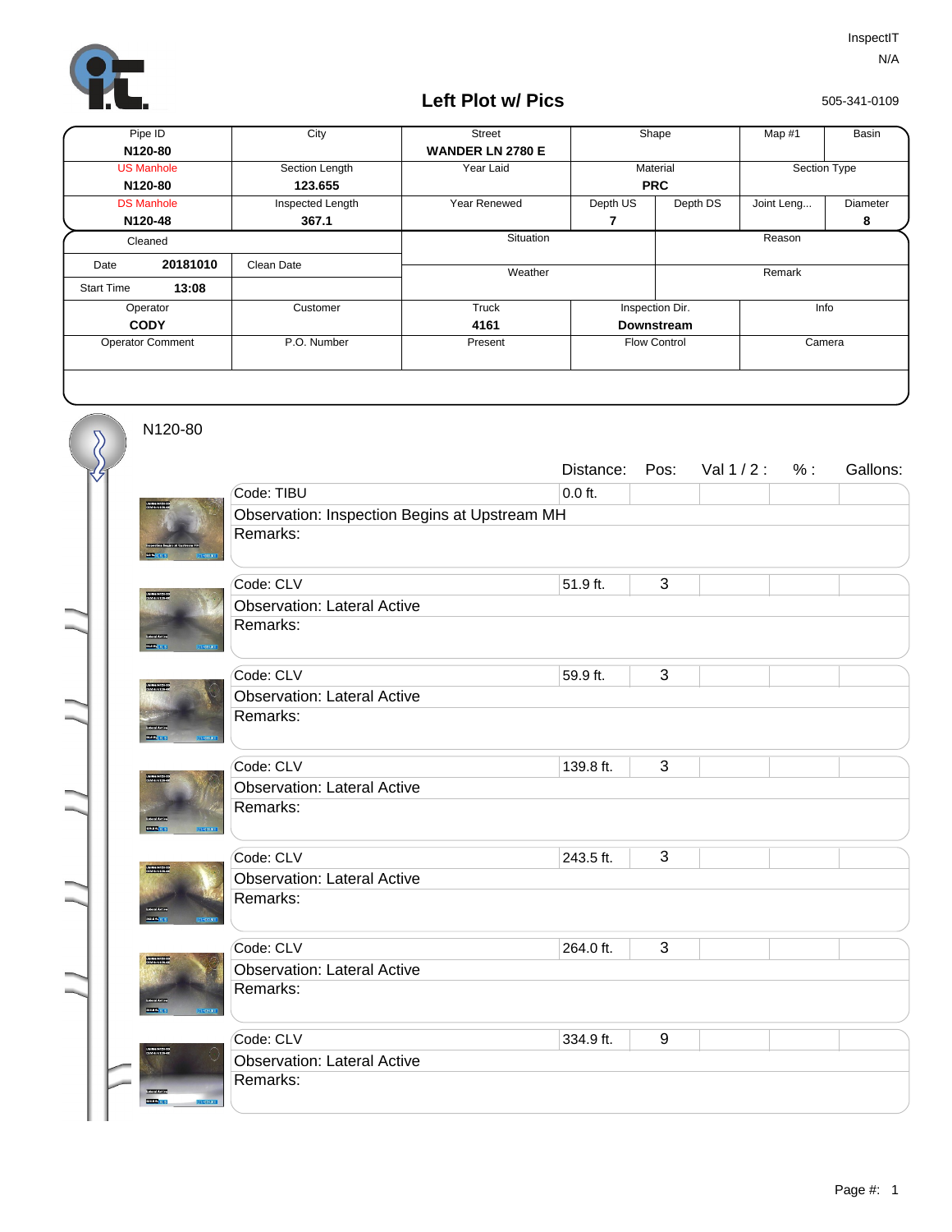InspectIT
N/A

# Left Plot w/ Pics

505-341-0109

| Pipe ID | City | Street | Shape | | Map #1 | Basin |
|---|---|---|---|---|---|---|
| **N120-80** | | **WANDER LN 2780 E** | | | | |
| US Manhole | Section Length | Year Laid | Material | | Section Type | |
| **N120-80** | **123.655** | | **PRC** | | | |
| DS Manhole | Inspected Length | Year Renewed | Depth US | Depth DS | Joint Leng... | Diameter |
| **N120-48** | **367.1** | | **7** | | | **8** |

| Cleaned | | | Situation | Reason |
|---|---|---|---|---|
| Date | **20181010** | Clean Date | Weather | Remark |
| Start Time | **13:08** | | | |

| Operator | Customer | Truck | Inspection Dir. | Info |
|---|---|---|---|---|
| **CODY** | | **4161** | **Downstream** | |
| Operator Comment | P.O. Number | Present | Flow Control | Camera |

## N120-80

| Code | Observation | Remarks | Distance: | Pos: | Val 1 / 2 : | % : | Gallons: |
|---|---|---|---|---|---|---|---|
| TIBU | Inspection Begins at Upstream MH | | 0.0 ft. | | | | |
| CLV | Lateral Active | | 51.9 ft. | 3 | | | |
| CLV | Lateral Active | | 59.9 ft. | 3 | | | |
| CLV | Lateral Active | | 139.8 ft. | 3 | | | |
| CLV | Lateral Active | | 243.5 ft. | 3 | | | |
| CLV | Lateral Active | | 264.0 ft. | 3 | | | |
| CLV | Lateral Active | | 334.9 ft. | 9 | | | |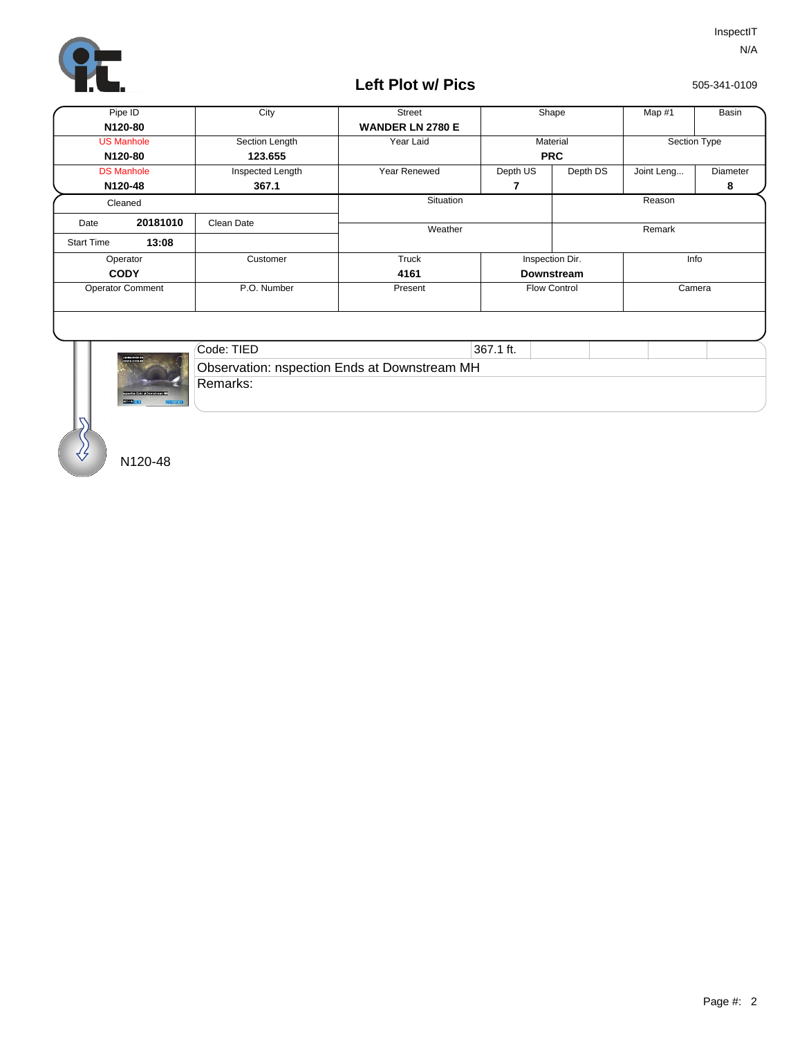InspectIT

N/A

## Left Plot w/ Pics

505-341-0109

| Pipe ID | City | Street | Shape | | Map #1 | Basin |
|---|---|---|---|---|---|---|
| **N120-80** | | **WANDER LN 2780 E** | | | | |
| US Manhole | Section Length | Year Laid | Material | | Section Type | |
| **N120-80** | **123.655** | | **PRC** | | | |
| DS Manhole | Inspected Length | Year Renewed | Depth US | Depth DS | Joint Leng... | Diameter |
| **N120-48** | **367.1** | | **7** | | | **8** |

| Cleaned | | Situation | Reason |
|---|---|---|---|
| Date **20181010** | Clean Date | Weather | Remark |
| Start Time **13:08** | | | |

| Operator | Customer | Truck | Inspection Dir. | Info |
|---|---|---|---|---|
| **CODY** | | **4161** | **Downstream** | |
| Operator Comment | P.O. Number | Present | Flow Control | Camera |

| Code: TIED | 367.1 ft. |
|---|---|
| Observation: nspection Ends at Downstream MH | |
| Remarks: | |

N120-48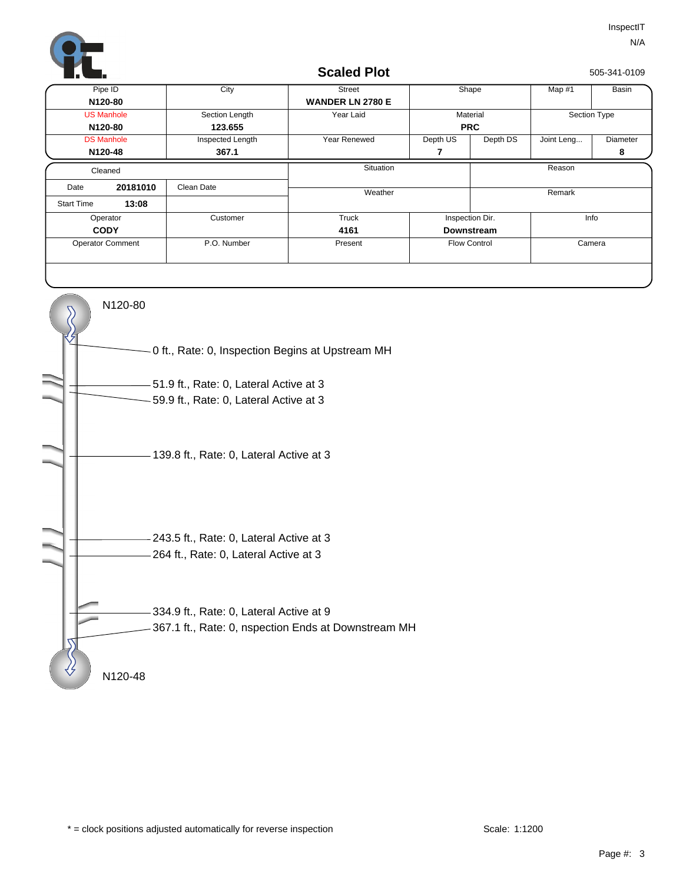InspectIT

N/A

# Scaled Plot

505-341-0109

| Pipe ID | City | Street | Shape | | Map #1 | Basin |
|---|---|---|---|---|---|---|
| **N120-80** | | **WANDER LN 2780 E** | | | | |
| US Manhole | Section Length | Year Laid | Material | | Section Type | |
| **N120-80** | **123.655** | | **PRC** | | | |
| DS Manhole | Inspected Length | Year Renewed | Depth US | Depth DS | Joint Leng... | Diameter |
| **N120-48** | **367.1** | | **7** | | | **8** |

| | | | | |
|---|---|---|---|---|
| Cleaned | | Situation | | Reason |
| Date **20181010** | Clean Date | Weather | | Remark |
| Start Time **13:08** | | | | |
| Operator | Customer | Truck | Inspection Dir. | Info |
| **CODY** | | **4161** | **Downstream** | |
| Operator Comment | P.O. Number | Present | Flow Control | Camera |

N120-80

0 ft., Rate: 0, Inspection Begins at Upstream MH

51.9 ft., Rate: 0, Lateral Active at 3

59.9 ft., Rate: 0, Lateral Active at 3

139.8 ft., Rate: 0, Lateral Active at 3

243.5 ft., Rate: 0, Lateral Active at 3

264 ft., Rate: 0, Lateral Active at 3

334.9 ft., Rate: 0, Lateral Active at 9

367.1 ft., Rate: 0, nspection Ends at Downstream MH

N120-48

* = clock positions adjusted automatically for reverse inspection

Scale: 1:1200